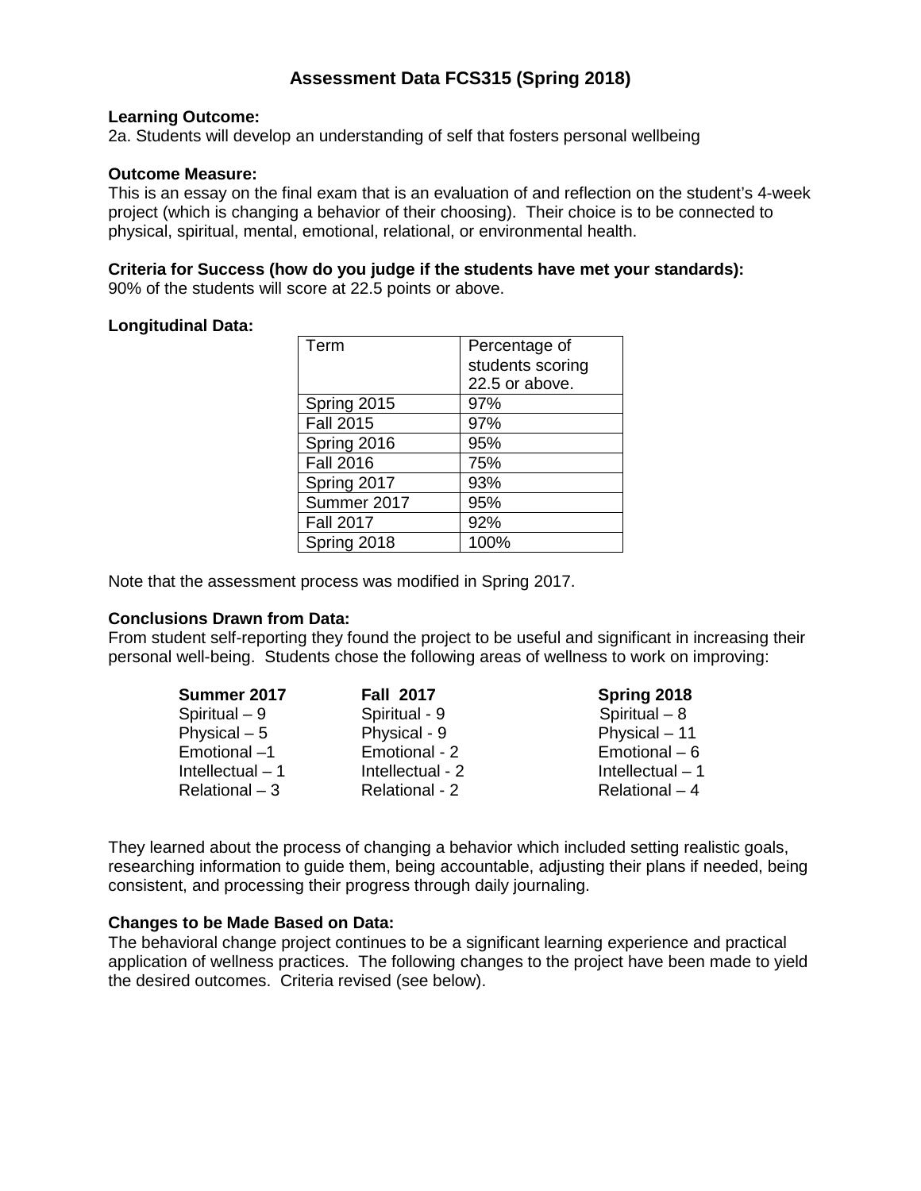# Assessment Data FCS315 (Spring 2018)

**Learning Outcome:**
2a. Students will develop an understanding of self that fosters personal wellbeing

**Outcome Measure:**
This is an essay on the final exam that is an evaluation of and reflection on the student's 4-week project (which is changing a behavior of their choosing). Their choice is to be connected to physical, spiritual, mental, emotional, relational, or environmental health.

**Criteria for Success (how do you judge if the students have met your standards):**
90% of the students will score at 22.5 points or above.

**Longitudinal Data:**

| Term | Percentage of students scoring 22.5 or above. |
|---|---|
| Spring 2015 | 97% |
| Fall 2015 | 97% |
| Spring 2016 | 95% |
| Fall 2016 | 75% |
| Spring 2017 | 93% |
| Summer 2017 | 95% |
| Fall 2017 | 92% |
| Spring 2018 | 100% |

Note that the assessment process was modified in Spring 2017.

**Conclusions Drawn from Data:**
From student self-reporting they found the project to be useful and significant in increasing their personal well-being. Students chose the following areas of wellness to work on improving:

| **Summer 2017** | **Fall 2017** | **Spring 2018** |
|---|---|---|
| Spiritual – 9 | Spiritual - 9 | Spiritual – 8 |
| Physical – 5 | Physical - 9 | Physical – 11 |
| Emotional –1 | Emotional - 2 | Emotional – 6 |
| Intellectual – 1 | Intellectual - 2 | Intellectual – 1 |
| Relational – 3 | Relational - 2 | Relational – 4 |

They learned about the process of changing a behavior which included setting realistic goals, researching information to guide them, being accountable, adjusting their plans if needed, being consistent, and processing their progress through daily journaling.

**Changes to be Made Based on Data:**
The behavioral change project continues to be a significant learning experience and practical application of wellness practices. The following changes to the project have been made to yield the desired outcomes. Criteria revised (see below).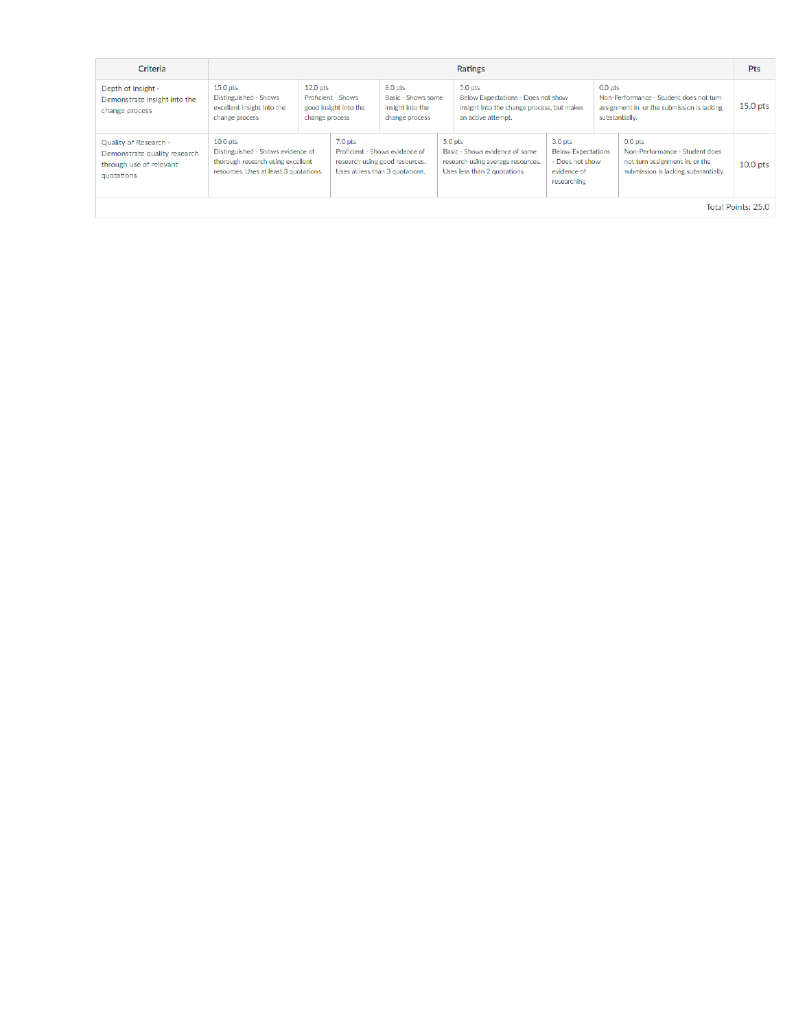| Criteria | Ratings | | | | | Pts |
|---|---|---|---|---|---|---|
| Depth of Insight - Demonstrate insight into the change process | 15.0 pts Distinguished - Shows excellent insight into the change process | 12.0 pts Proficient - Shows good insight into the change process | 8.0 pts Basic - Shows some insight into the change process | 5.0 pts Below Expectations - Does not show insight into the change process, but makes an active attempt. | 0.0 pts Non-Performance - Student does not turn assignment in, or the submission is lacking substantially. | 15.0 pts |
| Quality of Research - Demonstrate quality research through use of relevant quotations | 10.0 pts Distinguished - Shows evidence of thorough research using excellent resources. Uses at least 3 quotations. | 7.0 pts Proficient - Shows evidence of research using good resources. Uses at less than 3 quotations. | 5.0 pts Basic - Shows evidence of some research using average resources. Uses less than 2 quotations. | 3.0 pts Below Expectations - Does not show evidence of researching | 0.0 pts Non-Performance - Student does not turn assignment in, or the submission is lacking substantially. | 10.0 pts |
| | | | | | | Total Points: 25.0 |